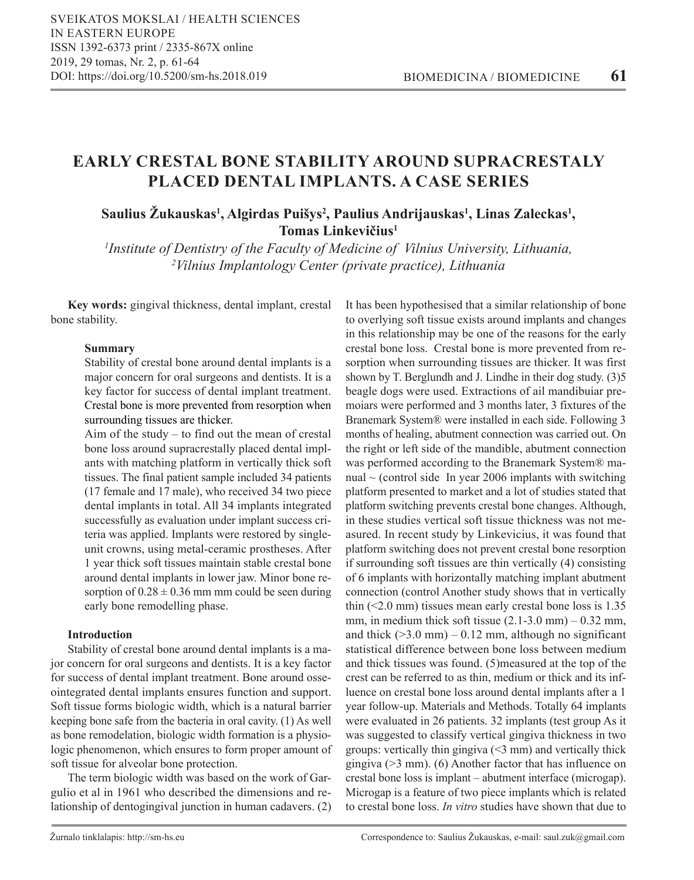# EARLY CRESTAL BONE STABILITY AROUND SUPRACRESTALY PLACED DENTAL IMPLANTS. A CASE SERIES

**Saulius Žukauskas[1], Algirdas Puišys[2], Paulius Andrijauskas[1], Linas Zaleckas[1], Tomas Linkevičius[1]**

*[1]Institute of Dentistry of the Faculty of Medicine of Vilnius University, Lithuania,*
*[2]Vilnius Implantology Center (private practice), Lithuania*

**Key words:** gingival thickness, dental implant, crestal bone stability.

### Summary

Stability of crestal bone around dental implants is a major concern for oral surgeons and dentists. It is a key factor for success of dental implant treatment. Crestal bone is more prevented from resorption when surrounding tissues are thicker.

Aim of the study – to find out the mean of crestal bone loss around supracrestally placed dental implants with matching platform in vertically thick soft tissues. The final patient sample included 34 patients (17 female and 17 male), who received 34 two piece dental implants in total. All 34 implants integrated successfully as evaluation under implant success criteria was applied. Implants were restored by single-unit crowns, using metal-ceramic prostheses. After 1 year thick soft tissues maintain stable crestal bone around dental implants in lower jaw. Minor bone resorption of $0.28 \pm 0.36$ mm mm could be seen during early bone remodelling phase.

### Introduction

Stability of crestal bone around dental implants is a major concern for oral surgeons and dentists. It is a key factor for success of dental implant treatment. Bone around osseointegrated dental implants ensures function and support. Soft tissue forms biologic width, which is a natural barrier keeping bone safe from the bacteria in oral cavity. (1) As well as bone remodelation, biologic width formation is a physiologic phenomenon, which ensures to form proper amount of soft tissue for alveolar bone protection.

The term biologic width was based on the work of Gargulio et al in 1961 who described the dimensions and relationship of dentogingival junction in human cadavers. (2) It has been hypothesised that a similar relationship of bone to overlying soft tissue exists around implants and changes in this relationship may be one of the reasons for the early crestal bone loss. Crestal bone is more prevented from resorption when surrounding tissues are thicker. It was first shown by T. Berglundh and J. Lindhe in their dog study. (3)5 beagle dogs were used. Extractions of ail mandibuiar premoiars were performed and 3 months later, 3 fixtures of the Branemark System® were installed in each side. Following 3 months of healing, abutment connection was carried out. On the right or left side of the mandible, abutment connection was performed according to the Branemark System® manual ~ (control side In year 2006 implants with switching platform presented to market and a lot of studies stated that platform switching prevents crestal bone changes. Although, in these studies vertical soft tissue thickness was not measured. In recent study by Linkevicius, it was found that platform switching does not prevent crestal bone resorption if surrounding soft tissues are thin vertically (4) consisting of 6 implants with horizontally matching implant abutment connection (control Another study shows that in vertically thin (<2.0 mm) tissues mean early crestal bone loss is 1.35 mm, in medium thick soft tissue (2.1-3.0 mm) – 0.32 mm, and thick (>3.0 mm) – 0.12 mm, although no significant statistical difference between bone loss between medium and thick tissues was found. (5)measured at the top of the crest can be referred to as thin, medium or thick and its influence on crestal bone loss around dental implants after a 1 year follow-up. Materials and Methods. Totally 64 implants were evaluated in 26 patients. 32 implants (test group As it was suggested to classify vertical gingiva thickness in two groups: vertically thin gingiva (<3 mm) and vertically thick gingiva (>3 mm). (6) Another factor that has influence on crestal bone loss is implant – abutment interface (microgap). Microgap is a feature of two piece implants which is related to crestal bone loss. *In vitro* studies have shown that due to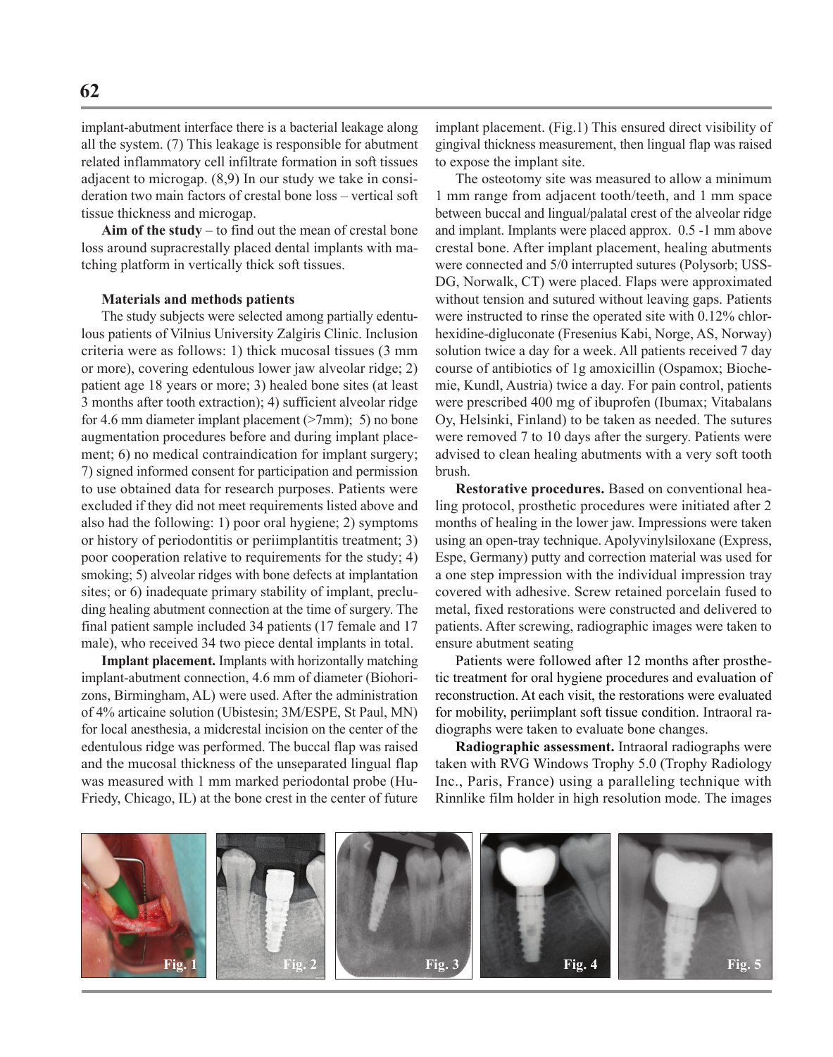implant-abutment interface there is a bacterial leakage along all the system. (7) This leakage is responsible for abutment related inflammatory cell infiltrate formation in soft tissues adjacent to microgap. (8,9) In our study we take in consideration two main factors of crestal bone loss – vertical soft tissue thickness and microgap.

**Aim of the study** – to find out the mean of crestal bone loss around supracrestally placed dental implants with matching platform in vertically thick soft tissues.

**Materials and methods patients**

The study subjects were selected among partially edentulous patients of Vilnius University Zalgiris Clinic. Inclusion criteria were as follows: 1) thick mucosal tissues (3 mm or more), covering edentulous lower jaw alveolar ridge; 2) patient age 18 years or more; 3) healed bone sites (at least 3 months after tooth extraction); 4) sufficient alveolar ridge for 4.6 mm diameter implant placement (>7mm); 5) no bone augmentation procedures before and during implant placement; 6) no medical contraindication for implant surgery; 7) signed informed consent for participation and permission to use obtained data for research purposes. Patients were excluded if they did not meet requirements listed above and also had the following: 1) poor oral hygiene; 2) symptoms or history of periodontitis or periimplantitis treatment; 3) poor cooperation relative to requirements for the study; 4) smoking; 5) alveolar ridges with bone defects at implantation sites; or 6) inadequate primary stability of implant, precluding healing abutment connection at the time of surgery. The final patient sample included 34 patients (17 female and 17 male), who received 34 two piece dental implants in total.

**Implant placement.** Implants with horizontally matching implant-abutment connection, 4.6 mm of diameter (Biohorizons, Birmingham, AL) were used. After the administration of 4% articaine solution (Ubistesin; 3M/ESPE, St Paul, MN) for local anesthesia, a midcrestal incision on the center of the edentulous ridge was performed. The buccal flap was raised and the mucosal thickness of the unseparated lingual flap was measured with 1 mm marked periodontal probe (Hu-Friedy, Chicago, IL) at the bone crest in the center of future implant placement. (Fig.1) This ensured direct visibility of gingival thickness measurement, then lingual flap was raised to expose the implant site.

The osteotomy site was measured to allow a minimum 1 mm range from adjacent tooth/teeth, and 1 mm space between buccal and lingual/palatal crest of the alveolar ridge and implant. Implants were placed approx. 0.5 -1 mm above crestal bone. After implant placement, healing abutments were connected and 5/0 interrupted sutures (Polysorb; USS-DG, Norwalk, CT) were placed. Flaps were approximated without tension and sutured without leaving gaps. Patients were instructed to rinse the operated site with 0.12% chlorhexidine-digluconate (Fresenius Kabi, Norge, AS, Norway) solution twice a day for a week. All patients received 7 day course of antibiotics of 1g amoxicillin (Ospamox; Biochemie, Kundl, Austria) twice a day. For pain control, patients were prescribed 400 mg of ibuprofen (Ibumax; Vitabalans Oy, Helsinki, Finland) to be taken as needed. The sutures were removed 7 to 10 days after the surgery. Patients were advised to clean healing abutments with a very soft tooth brush.

**Restorative procedures.** Based on conventional healing protocol, prosthetic procedures were initiated after 2 months of healing in the lower jaw. Impressions were taken using an open-tray technique. Apolyvinylsiloxane (Express, Espe, Germany) putty and correction material was used for a one step impression with the individual impression tray covered with adhesive. Screw retained porcelain fused to metal, fixed restorations were constructed and delivered to patients. After screwing, radiographic images were taken to ensure abutment seating

Patients were followed after 12 months after prosthetic treatment for oral hygiene procedures and evaluation of reconstruction. At each visit, the restorations were evaluated for mobility, periimplant soft tissue condition. Intraoral radiographs were taken to evaluate bone changes.

**Radiographic assessment.** Intraoral radiographs were taken with RVG Windows Trophy 5.0 (Trophy Radiology Inc., Paris, France) using a paralleling technique with Rinnlike film holder in high resolution mode. The images

Fig. 1 Fig. 2 Fig. 3 Fig. 4 Fig. 5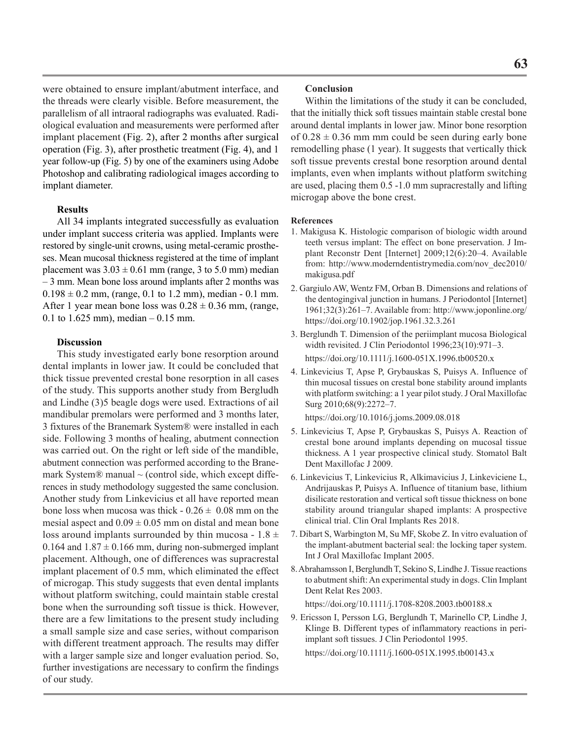were obtained to ensure implant/abutment interface, and the threads were clearly visible. Before measurement, the parallelism of all intraoral radiographs was evaluated. Radiological evaluation and measurements were performed after implant placement (Fig. 2), after 2 months after surgical operation (Fig. 3), after prosthetic treatment (Fig. 4), and 1 year follow-up (Fig. 5) by one of the examiners using Adobe Photoshop and calibrating radiological images according to implant diameter.

#### Results

All 34 implants integrated successfully as evaluation under implant success criteria was applied. Implants were restored by single-unit crowns, using metal-ceramic prostheses. Mean mucosal thickness registered at the time of implant placement was $3.03 \pm 0.61$ mm (range, 3 to 5.0 mm) median – 3 mm. Mean bone loss around implants after 2 months was $0.198 \pm 0.2$ mm, (range, 0.1 to 1.2 mm), median - 0.1 mm. After 1 year mean bone loss was $0.28 \pm 0.36$ mm, (range, 0.1 to 1.625 mm), median – 0.15 mm.

#### Discussion

This study investigated early bone resorption around dental implants in lower jaw. It could be concluded that thick tissue prevented crestal bone resorption in all cases of the study. This supports another study from Bergludh and Lindhe (3)5 beagle dogs were used. Extractions of ail mandibular premolars were performed and 3 months later, 3 fixtures of the Branemark System® were installed in each side. Following 3 months of healing, abutment connection was carried out. On the right or left side of the mandible, abutment connection was performed according to the Branemark System® manual ~ (control side, which except differences in study methodology suggested the same conclusion. Another study from Linkevicius et all have reported mean bone loss when mucosa was thick - $0.26 \pm 0.08$ mm on the mesial aspect and $0.09 \pm 0.05$ mm on distal and mean bone loss around implants surrounded by thin mucosa - $1.8 \pm 0.164$ and $1.87 \pm 0.166$ mm, during non-submerged implant placement. Although, one of differences was supracrestal implant placement of 0.5 mm, which eliminated the effect of microgap. This study suggests that even dental implants without platform switching, could maintain stable crestal bone when the surrounding soft tissue is thick. However, there are a few limitations to the present study including a small sample size and case series, without comparison with different treatment approach. The results may differ with a larger sample size and longer evaluation period. So, further investigations are necessary to confirm the findings of our study.

#### Conclusion

Within the limitations of the study it can be concluded, that the initially thick soft tissues maintain stable crestal bone around dental implants in lower jaw. Minor bone resorption of $0.28 \pm 0.36$ mm mm could be seen during early bone remodelling phase (1 year). It suggests that vertically thick soft tissue prevents crestal bone resorption around dental implants, even when implants without platform switching are used, placing them 0.5 -1.0 mm supracrestally and lifting microgap above the bone crest.

#### References

1. Makigusa K. Histologic comparison of biologic width around teeth versus implant: The effect on bone preservation. J Implant Reconstr Dent [Internet] 2009;12(6):20–4. Available from: http://www.moderndentistrymedia.com/nov_dec2010/makigusa.pdf
2. Gargiulo AW, Wentz FM, Orban B. Dimensions and relations of the dentogingival junction in humans. J Periodontol [Internet] 1961;32(3):261–7. Available from: http://www.joponline.org/ https://doi.org/10.1902/jop.1961.32.3.261
3. Berglundh T. Dimension of the periimplant mucosa Biological width revisited. J Clin Periodontol 1996;23(10):971–3. https://doi.org/10.1111/j.1600-051X.1996.tb00520.x
4. Linkevicius T, Apse P, Grybauskas S, Puisys A. Influence of thin mucosal tissues on crestal bone stability around implants with platform switching: a 1 year pilot study. J Oral Maxillofac Surg 2010;68(9):2272–7. https://doi.org/10.1016/j.joms.2009.08.018
5. Linkevicius T, Apse P, Grybauskas S, Puisys A. Reaction of crestal bone around implants depending on mucosal tissue thickness. A 1 year prospective clinical study. Stomatol Balt Dent Maxillofac J 2009.
6. Linkevicius T, Linkevicius R, Alkimavicius J, Linkeviciene L, Andrijauskas P, Puisys A. Influence of titanium base, lithium disilicate restoration and vertical soft tissue thickness on bone stability around triangular shaped implants: A prospective clinical trial. Clin Oral Implants Res 2018.
7. Dibart S, Warbington M, Su MF, Skobe Z. In vitro evaluation of the implant-abutment bacterial seal: the locking taper system. Int J Oral Maxillofac Implant 2005.
8. Abrahamsson I, Berglundh T, Sekino S, Lindhe J. Tissue reactions to abutment shift: An experimental study in dogs. Clin Implant Dent Relat Res 2003. https://doi.org/10.1111/j.1708-8208.2003.tb00188.x
9. Ericsson I, Persson LG, Berglundh T, Marinello CP, Lindhe J, Klinge B. Different types of inflammatory reactions in peri-implant soft tissues. J Clin Periodontol 1995. https://doi.org/10.1111/j.1600-051X.1995.tb00143.x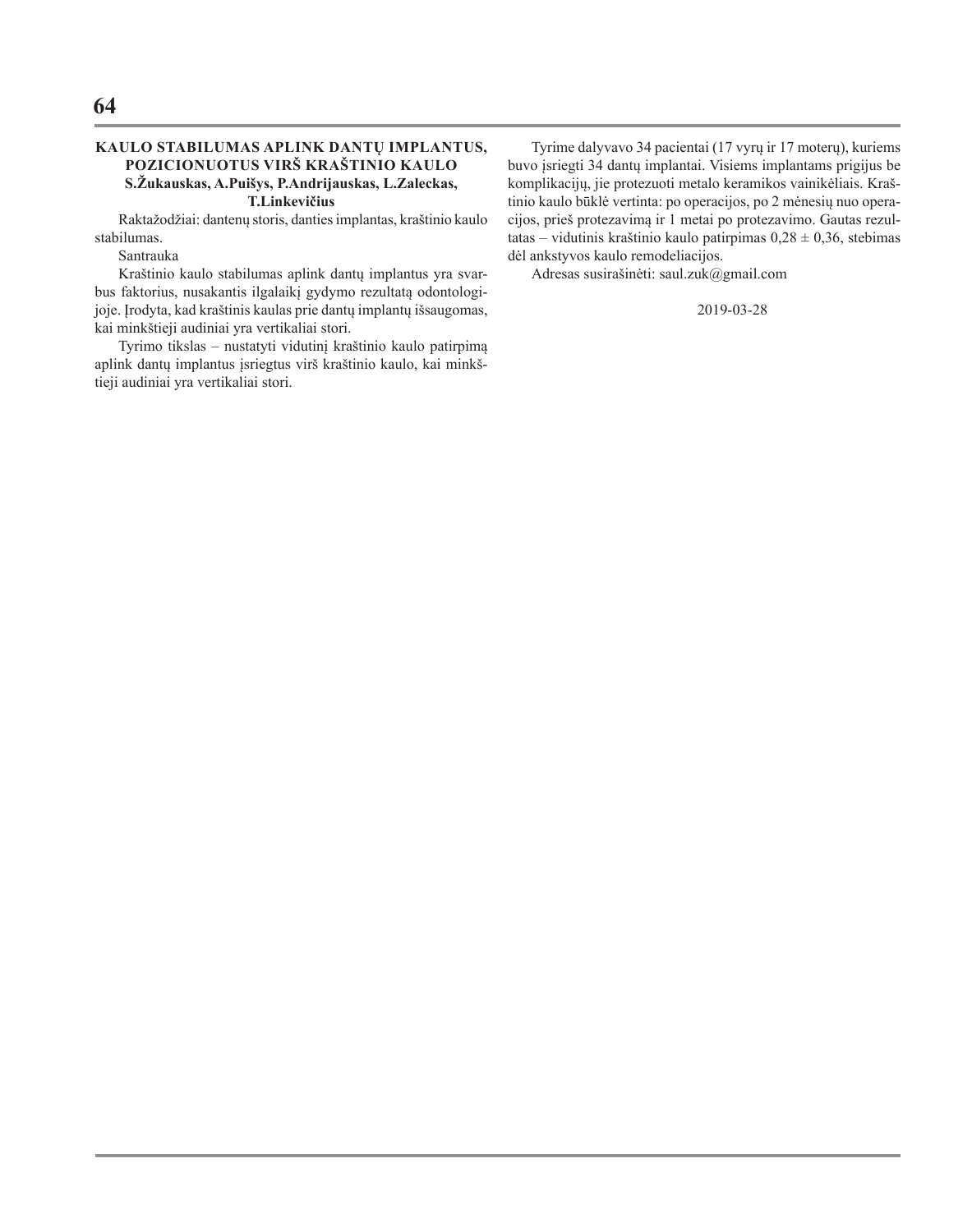**KAULO STABILUMAS APLINK DANTŲ IMPLANTUS, POZICIONUOTUS VIRŠ KRAŠTINIO KAULO**

**S.Žukauskas, A.Puišys, P.Andrijauskas, L.Zaleckas, T.Linkevičius**

Raktažodžiai: dantenų storis, danties implantas, kraštinio kaulo stabilumas.

Santrauka

Kraštinio kaulo stabilumas aplink dantų implantus yra svarbus faktorius, nusakantis ilgalaikį gydymo rezultatą odontologijoje. Įrodyta, kad kraštinis kaulas prie dantų implantų išsaugomas, kai minkštieji audiniai yra vertikaliai stori.

Tyrimo tikslas – nustatyti vidutinį kraštinio kaulo patirpimą aplink dantų implantus įsriegtus virš kraštinio kaulo, kai minkštieji audiniai yra vertikaliai stori.

Tyrime dalyvavo 34 pacientai (17 vyrų ir 17 moterų), kuriems buvo įsriegti 34 dantų implantai. Visiems implantams prigijus be komplikacijų, jie protezuoti metalo keramikos vainikėliais. Kraštinio kaulo būklė vertinta: po operacijos, po 2 mėnesių nuo operacijos, prieš protezavimą ir 1 metai po protezavimo. Gautas rezultatas – vidutinis kraštinio kaulo patirpimas $0,28 \pm 0,36$, stebimas dėl ankstyvos kaulo remodeliacijos.

Adresas susirašinėti: saul.zuk@gmail.com

2019-03-28